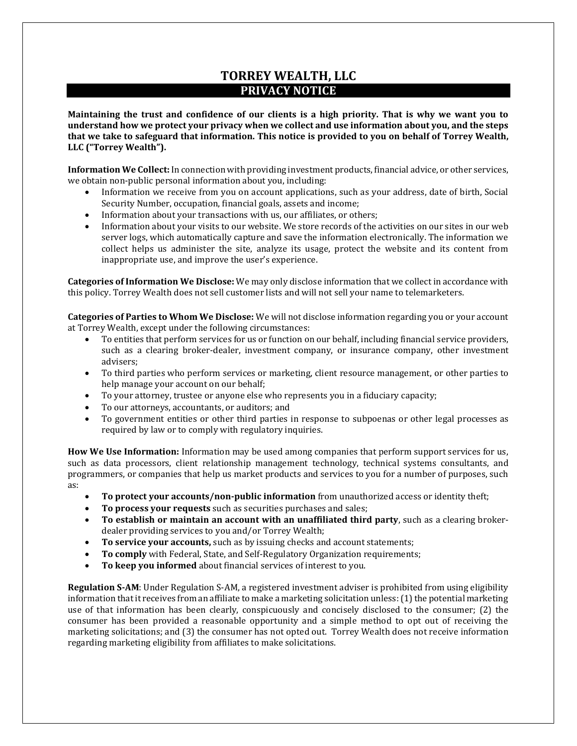# TORREY WEALTH, LLC

## PRIVACY NOTICE

**Maintaining the trust and confidence of our clients is a high priority. That is why we want you to understand how we protect your privacy when we collect and use information about you, and the steps that we take to safeguard that information. This notice is provided to you on behalf of Torrey Wealth, LLC ("Torrey Wealth").**

**Information We Collect:** In connection with providing investment products, financial advice, or other services, we obtain non-public personal information about you, including:

- Information we receive from you on account applications, such as your address, date of birth, Social Security Number, occupation, financial goals, assets and income;
- Information about your transactions with us, our affiliates, or others;
- Information about your visits to our website. We store records of the activities on our sites in our web server logs, which automatically capture and save the information electronically. The information we collect helps us administer the site, analyze its usage, protect the website and its content from inappropriate use, and improve the user's experience.

**Categories of Information We Disclose:** We may only disclose information that we collect in accordance with this policy. Torrey Wealth does not sell customer lists and will not sell your name to telemarketers.

**Categories of Parties to Whom We Disclose:** We will not disclose information regarding you or your account at Torrey Wealth, except under the following circumstances:

- To entities that perform services for us or function on our behalf, including financial service providers, such as a clearing broker-dealer, investment company, or insurance company, other investment advisers;
- To third parties who perform services or marketing, client resource management, or other parties to help manage your account on our behalf;
- To your attorney, trustee or anyone else who represents you in a fiduciary capacity;
- To our attorneys, accountants, or auditors; and
- To government entities or other third parties in response to subpoenas or other legal processes as required by law or to comply with regulatory inquiries.

**How We Use Information:** Information may be used among companies that perform support services for us, such as data processors, client relationship management technology, technical systems consultants, and programmers, or companies that help us market products and services to you for a number of purposes, such as:

- **To protect your accounts/non-public information** from unauthorized access or identity theft;
- **To process your requests** such as securities purchases and sales;
- **To establish or maintain an account with an unaffiliated third party**, such as a clearing broker-dealer providing services to you and/or Torrey Wealth;
- **To service your accounts,** such as by issuing checks and account statements;
- **To comply** with Federal, State, and Self-Regulatory Organization requirements;
- **To keep you informed** about financial services of interest to you.

**Regulation S-AM**: Under Regulation S-AM, a registered investment adviser is prohibited from using eligibility information that it receives from an affiliate to make a marketing solicitation unless: (1) the potential marketing use of that information has been clearly, conspicuously and concisely disclosed to the consumer; (2) the consumer has been provided a reasonable opportunity and a simple method to opt out of receiving the marketing solicitations; and (3) the consumer has not opted out. Torrey Wealth does not receive information regarding marketing eligibility from affiliates to make solicitations.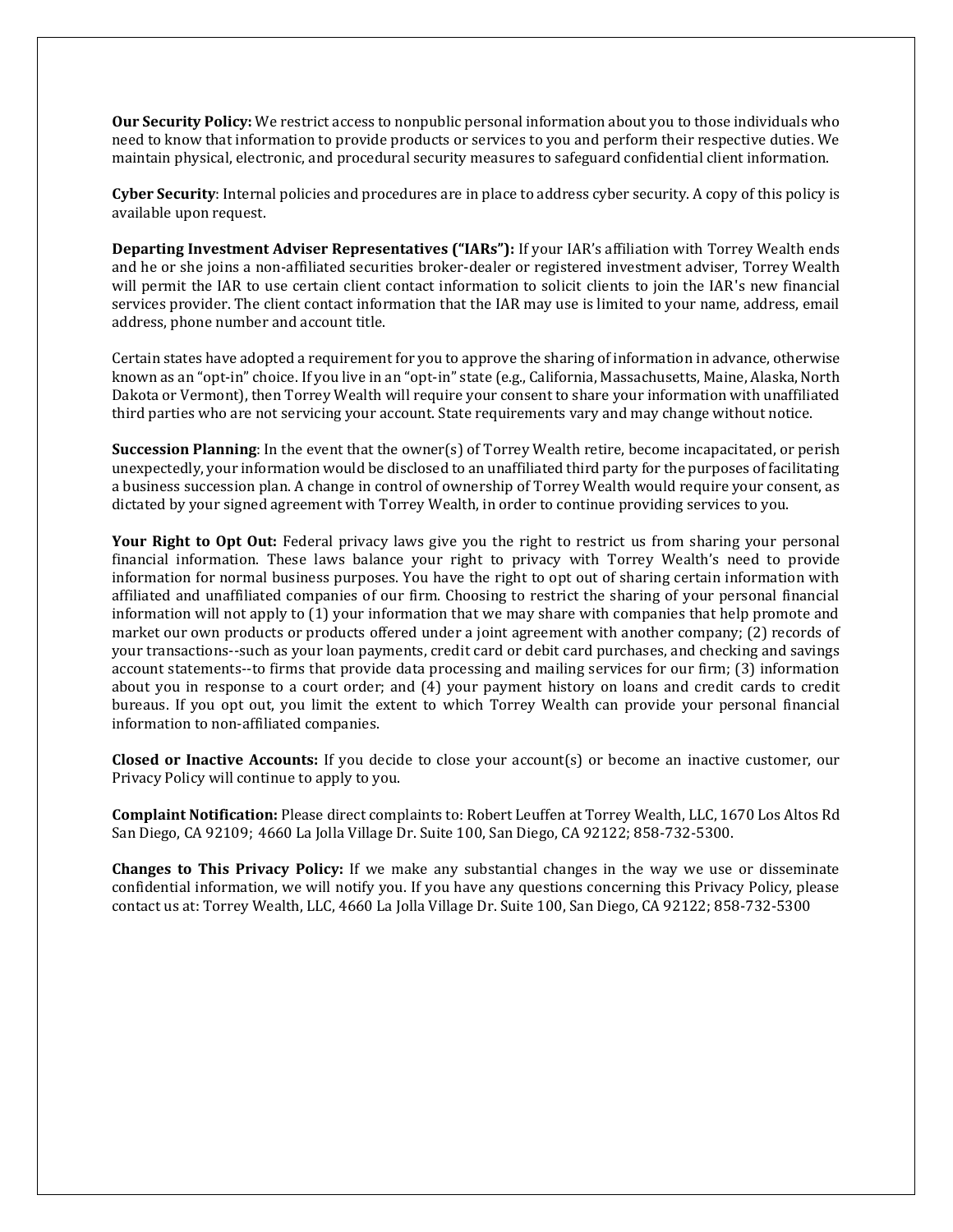**Our Security Policy:** We restrict access to nonpublic personal information about you to those individuals who need to know that information to provide products or services to you and perform their respective duties. We maintain physical, electronic, and procedural security measures to safeguard confidential client information.

**Cyber Security**: Internal policies and procedures are in place to address cyber security. A copy of this policy is available upon request.

**Departing Investment Adviser Representatives ("IARs"):** If your IAR's affiliation with Torrey Wealth ends and he or she joins a non-affiliated securities broker-dealer or registered investment adviser, Torrey Wealth will permit the IAR to use certain client contact information to solicit clients to join the IAR's new financial services provider. The client contact information that the IAR may use is limited to your name, address, email address, phone number and account title.

Certain states have adopted a requirement for you to approve the sharing of information in advance, otherwise known as an "opt-in" choice. If you live in an "opt-in" state (e.g., California, Massachusetts, Maine, Alaska, North Dakota or Vermont), then Torrey Wealth will require your consent to share your information with unaffiliated third parties who are not servicing your account. State requirements vary and may change without notice.

**Succession Planning**: In the event that the owner(s) of Torrey Wealth retire, become incapacitated, or perish unexpectedly, your information would be disclosed to an unaffiliated third party for the purposes of facilitating a business succession plan. A change in control of ownership of Torrey Wealth would require your consent, as dictated by your signed agreement with Torrey Wealth, in order to continue providing services to you.

**Your Right to Opt Out:** Federal privacy laws give you the right to restrict us from sharing your personal financial information. These laws balance your right to privacy with Torrey Wealth's need to provide information for normal business purposes. You have the right to opt out of sharing certain information with affiliated and unaffiliated companies of our firm. Choosing to restrict the sharing of your personal financial information will not apply to (1) your information that we may share with companies that help promote and market our own products or products offered under a joint agreement with another company; (2) records of your transactions--such as your loan payments, credit card or debit card purchases, and checking and savings account statements--to firms that provide data processing and mailing services for our firm; (3) information about you in response to a court order; and (4) your payment history on loans and credit cards to credit bureaus. If you opt out, you limit the extent to which Torrey Wealth can provide your personal financial information to non-affiliated companies.

**Closed or Inactive Accounts:** If you decide to close your account(s) or become an inactive customer, our Privacy Policy will continue to apply to you.

**Complaint Notification:** Please direct complaints to: Robert Leuffen at Torrey Wealth, LLC, 1670 Los Altos Rd San Diego, CA 92109; 4660 La Jolla Village Dr. Suite 100, San Diego, CA 92122; 858-732-5300.

**Changes to This Privacy Policy:** If we make any substantial changes in the way we use or disseminate confidential information, we will notify you. If you have any questions concerning this Privacy Policy, please contact us at: Torrey Wealth, LLC, 4660 La Jolla Village Dr. Suite 100, San Diego, CA 92122; 858-732-5300